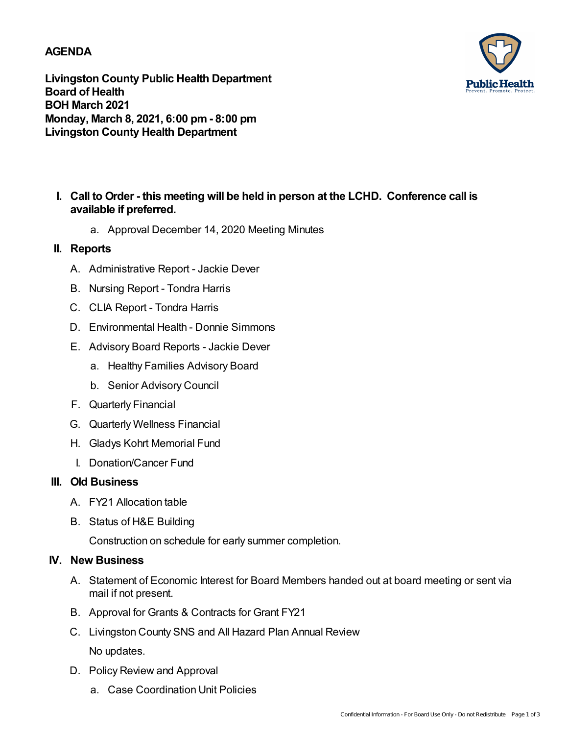**AGENDA**

**Livingston County Public Health Department**
**Board of Health**
**BOH March 2021**
**Monday, March 8, 2021, 6:00 pm - 8:00 pm**
**Livingston County Health Department**

**I. Call to Order - this meeting will be held in person at the LCHD. Conference call is available if preferred.**

  a. Approval December 14, 2020 Meeting Minutes

**II. Reports**

  A. Administrative Report - Jackie Dever

  B. Nursing Report - Tondra Harris

  C. CLIA Report - Tondra Harris

  D. Environmental Health - Donnie Simmons

  E. Advisory Board Reports - Jackie Dever

    a. Healthy Families Advisory Board

    b. Senior Advisory Council

  F. Quarterly Financial

  G. Quarterly Wellness Financial

  H. Gladys Kohrt Memorial Fund

  I. Donation/Cancer Fund

**III. Old Business**

  A. FY21 Allocation table

  B. Status of H&E Building

  Construction on schedule for early summer completion.

**IV. New Business**

  A. Statement of Economic Interest for Board Members handed out at board meeting or sent via mail if not present.

  B. Approval for Grants & Contracts for Grant FY21

  C. Livingston County SNS and All Hazard Plan Annual Review

  No updates.

  D. Policy Review and Approval

    a. Case Coordination Unit Policies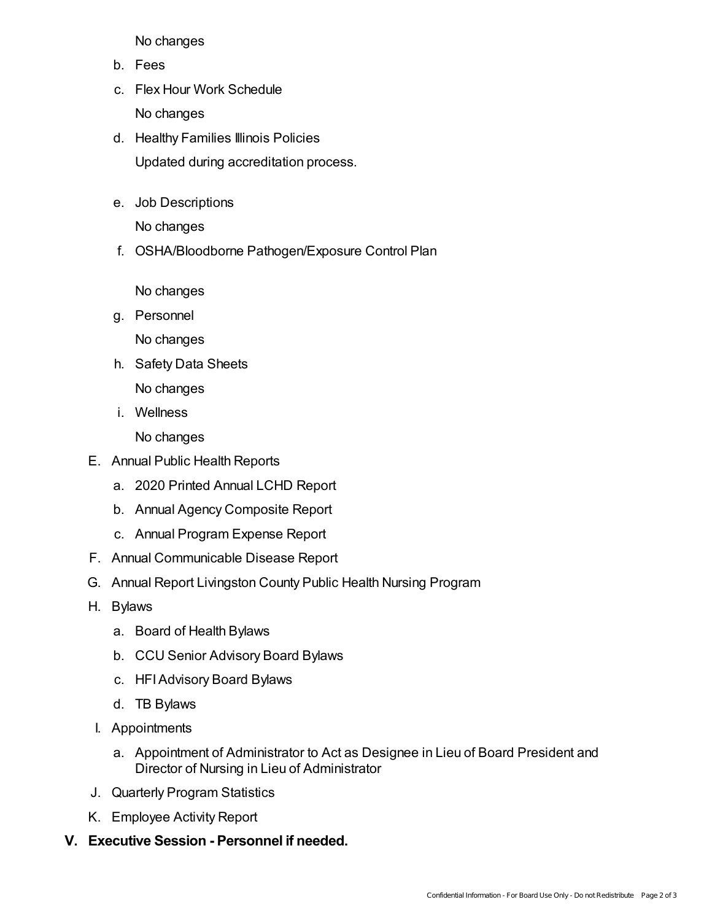No changes

b. Fees

c. Flex Hour Work Schedule

   No changes

d. Healthy Families Illinois Policies

   Updated during accreditation process.

e. Job Descriptions

   No changes

f. OSHA/Bloodborne Pathogen/Exposure Control Plan

   No changes

g. Personnel

   No changes

h. Safety Data Sheets

   No changes

i. Wellness

   No changes

E. Annual Public Health Reports

   a. 2020 Printed Annual LCHD Report

   b. Annual Agency Composite Report

   c. Annual Program Expense Report

F. Annual Communicable Disease Report

G. Annual Report Livingston County Public Health Nursing Program

H. Bylaws

   a. Board of Health Bylaws

   b. CCU Senior Advisory Board Bylaws

   c. HFI Advisory Board Bylaws

   d. TB Bylaws

I. Appointments

   a. Appointment of Administrator to Act as Designee in Lieu of Board President and Director of Nursing in Lieu of Administrator

J. Quarterly Program Statistics

K. Employee Activity Report

**V. Executive Session - Personnel if needed.**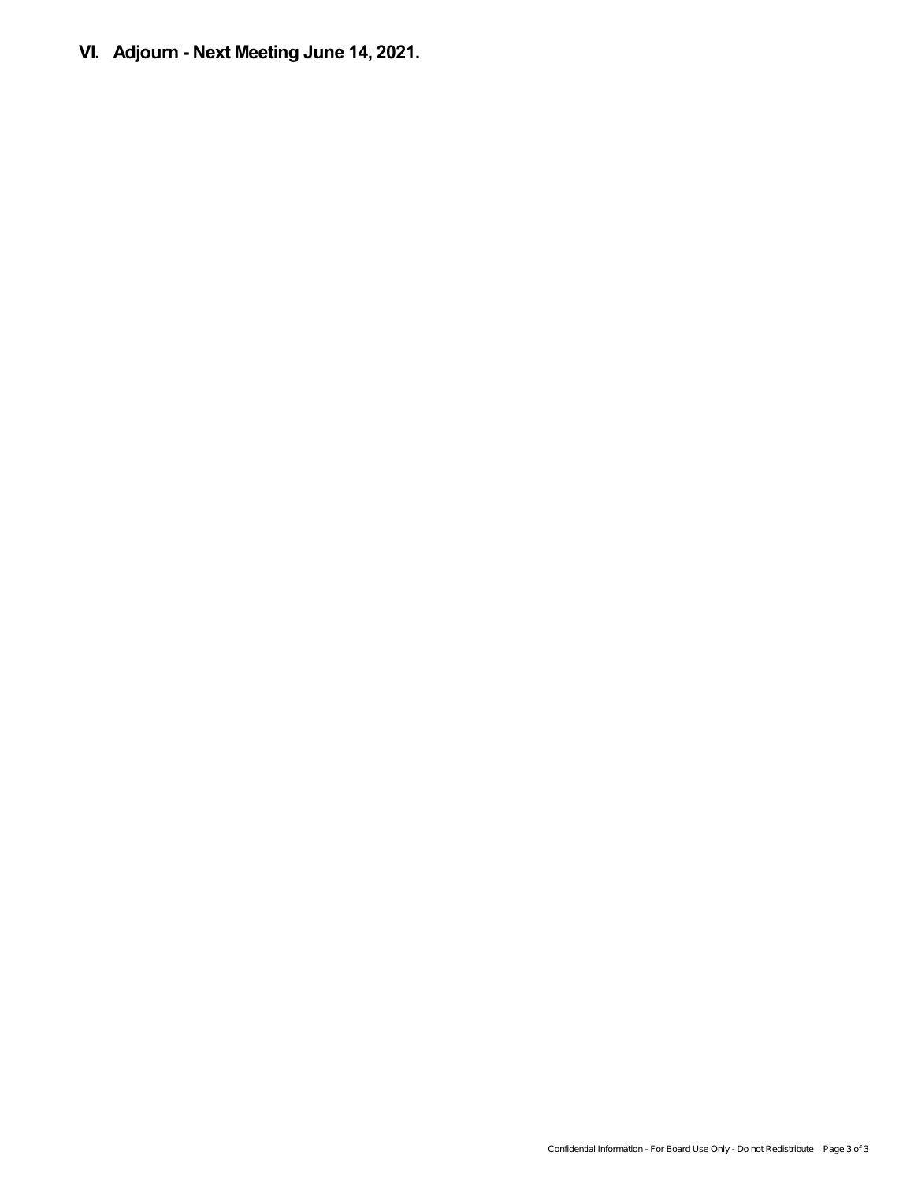## VI. Adjourn - Next Meeting June 14, 2021.